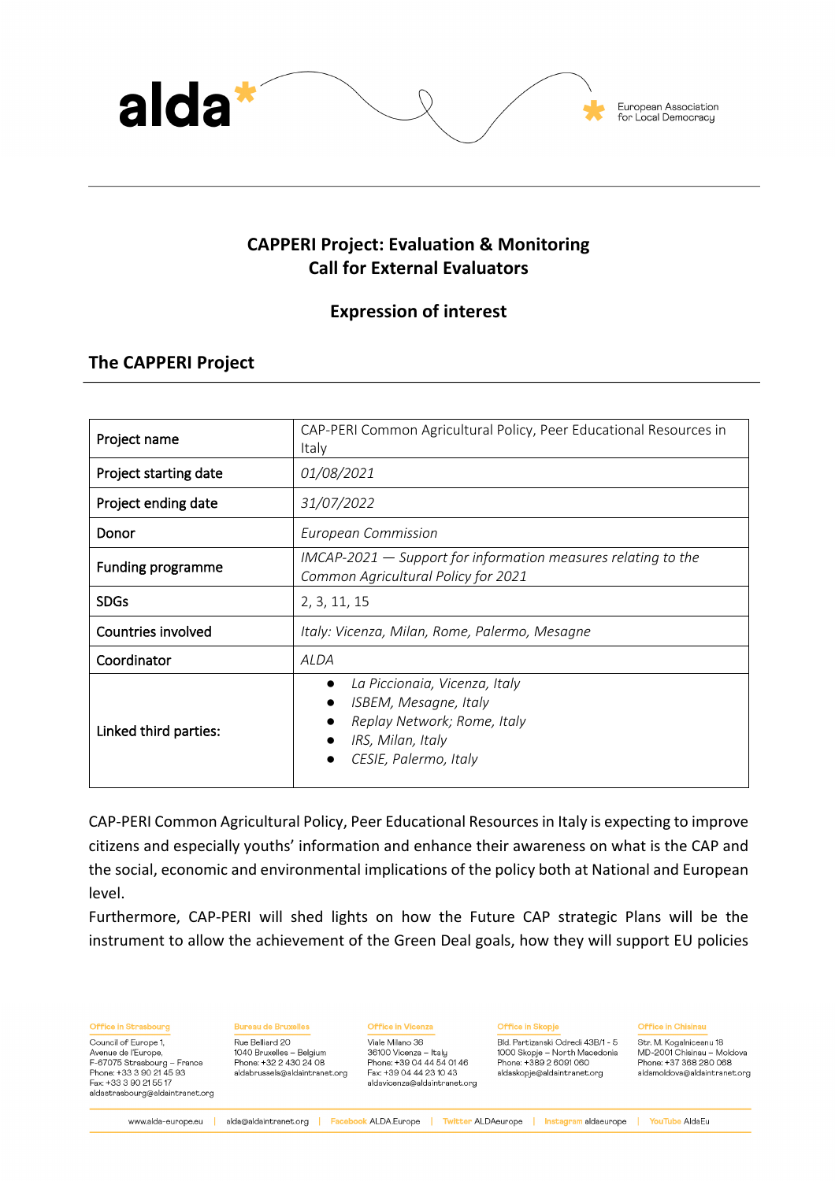# CAPPERI Project: Evaluation & Monitoring
# Call for External Evaluators

## Expression of interest

## The CAPPERI Project

| | |
|---|---|
| Project name | CAP-PERI Common Agricultural Policy, Peer Educational Resources in Italy |
| Project starting date | *01/08/2021* |
| Project ending date | *31/07/2022* |
| Donor | *European Commission* |
| Funding programme | *IMCAP-2021 — Support for information measures relating to the Common Agricultural Policy for 2021* |
| SDGs | 2, 3, 11, 15 |
| Countries involved | *Italy: Vicenza, Milan, Rome, Palermo, Mesagne* |
| Coordinator | *ALDA* |
| Linked third parties: | • *La Piccionaia, Vicenza, Italy*<br>• *ISBEM, Mesagne, Italy*<br>• *Replay Network; Rome, Italy*<br>• *IRS, Milan, Italy*<br>• *CESIE, Palermo, Italy* |

CAP-PERI Common Agricultural Policy, Peer Educational Resources in Italy is expecting to improve citizens and especially youths' information and enhance their awareness on what is the CAP and the social, economic and environmental implications of the policy both at National and European level.

Furthermore, CAP-PERI will shed lights on how the Future CAP strategic Plans will be the instrument to allow the achievement of the Green Deal goals, how they will support EU policies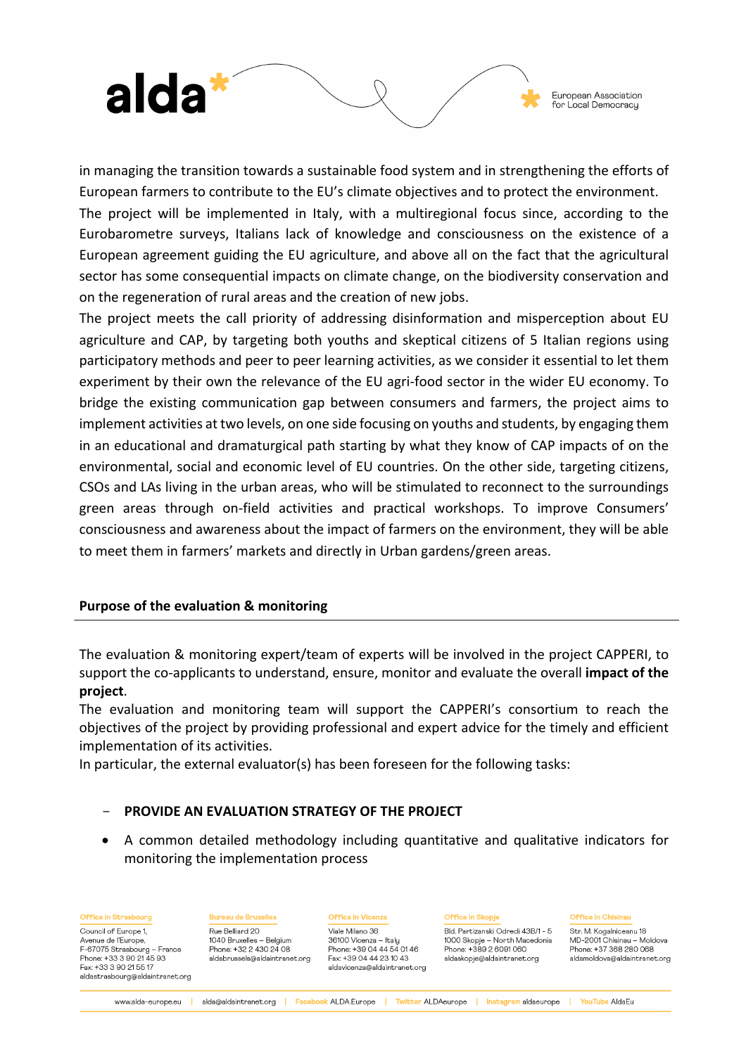in managing the transition towards a sustainable food system and in strengthening the efforts of European farmers to contribute to the EU's climate objectives and to protect the environment.

The project will be implemented in Italy, with a multiregional focus since, according to the Eurobarometre surveys, Italians lack of knowledge and consciousness on the existence of a European agreement guiding the EU agriculture, and above all on the fact that the agricultural sector has some consequential impacts on climate change, on the biodiversity conservation and on the regeneration of rural areas and the creation of new jobs.

The project meets the call priority of addressing disinformation and misperception about EU agriculture and CAP, by targeting both youths and skeptical citizens of 5 Italian regions using participatory methods and peer to peer learning activities, as we consider it essential to let them experiment by their own the relevance of the EU agri-food sector in the wider EU economy. To bridge the existing communication gap between consumers and farmers, the project aims to implement activities at two levels, on one side focusing on youths and students, by engaging them in an educational and dramaturgical path starting by what they know of CAP impacts of on the environmental, social and economic level of EU countries. On the other side, targeting citizens, CSOs and LAs living in the urban areas, who will be stimulated to reconnect to the surroundings green areas through on-field activities and practical workshops. To improve Consumers' consciousness and awareness about the impact of farmers on the environment, they will be able to meet them in farmers' markets and directly in Urban gardens/green areas.

## Purpose of the evaluation & monitoring

The evaluation & monitoring expert/team of experts will be involved in the project CAPPERI, to support the co-applicants to understand, ensure, monitor and evaluate the overall **impact of the project**.

The evaluation and monitoring team will support the CAPPERI's consortium to reach the objectives of the project by providing professional and expert advice for the timely and efficient implementation of its activities.

In particular, the external evaluator(s) has been foreseen for the following tasks:

- **PROVIDE AN EVALUATION STRATEGY OF THE PROJECT**

- A common detailed methodology including quantitative and qualitative indicators for monitoring the implementation process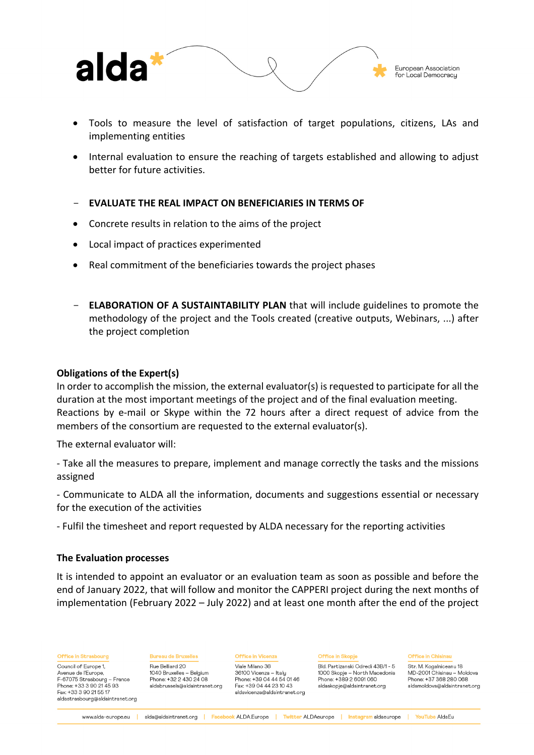- Tools to measure the level of satisfaction of target populations, citizens, LAs and implementing entities
- Internal evaluation to ensure the reaching of targets established and allowing to adjust better for future activities.

- **EVALUATE THE REAL IMPACT ON BENEFICIARIES IN TERMS OF**

- Concrete results in relation to the aims of the project
- Local impact of practices experimented
- Real commitment of the beneficiaries towards the project phases

- **ELABORATION OF A SUSTAINTABILITY PLAN** that will include guidelines to promote the methodology of the project and the Tools created (creative outputs, Webinars, ...) after the project completion

**Obligations of the Expert(s)**

In order to accomplish the mission, the external evaluator(s) is requested to participate for all the duration at the most important meetings of the project and of the final evaluation meeting. Reactions by e-mail or Skype within the 72 hours after a direct request of advice from the members of the consortium are requested to the external evaluator(s).

The external evaluator will:

- Take all the measures to prepare, implement and manage correctly the tasks and the missions assigned

- Communicate to ALDA all the information, documents and suggestions essential or necessary for the execution of the activities

- Fulfil the timesheet and report requested by ALDA necessary for the reporting activities

**The Evaluation processes**

It is intended to appoint an evaluator or an evaluation team as soon as possible and before the end of January 2022, that will follow and monitor the CAPPERI project during the next months of implementation (February 2022 – July 2022) and at least one month after the end of the project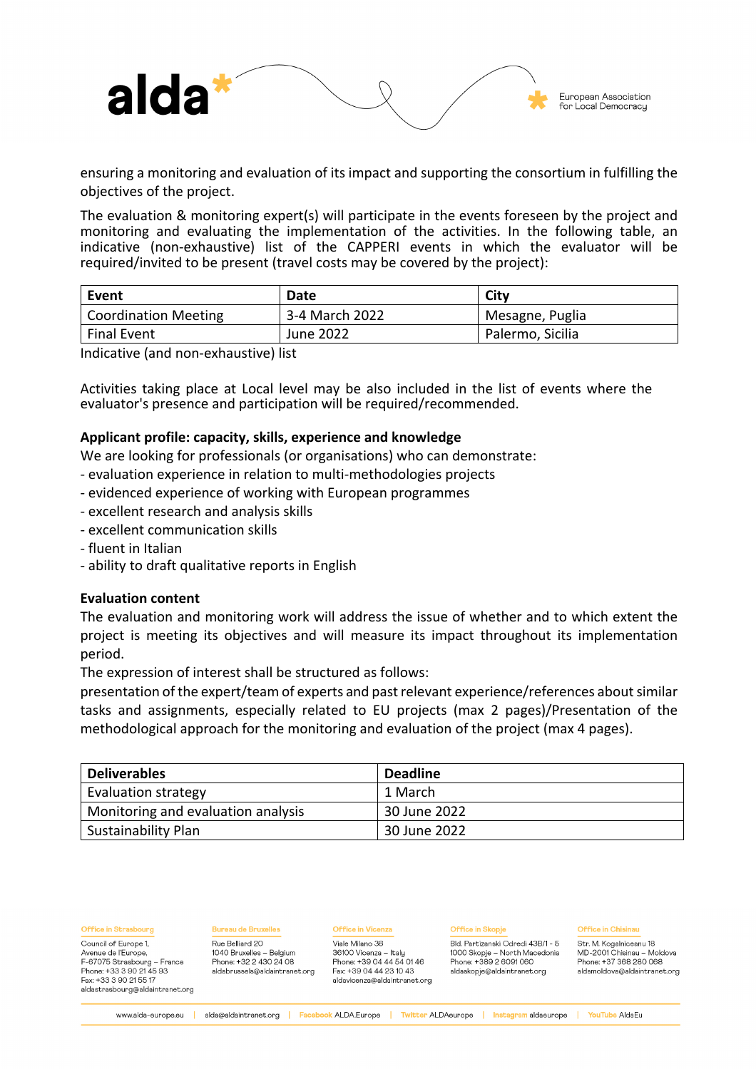ensuring a monitoring and evaluation of its impact and supporting the consortium in fulfilling the objectives of the project.

The evaluation & monitoring expert(s) will participate in the events foreseen by the project and monitoring and evaluating the implementation of the activities. In the following table, an indicative (non-exhaustive) list of the CAPPERI events in which the evaluator will be required/invited to be present (travel costs may be covered by the project):

| Event | Date | City |
|---|---|---|
| Coordination Meeting | 3-4 March 2022 | Mesagne, Puglia |
| Final Event | June 2022 | Palermo, Sicilia |

Indicative (and non-exhaustive) list

Activities taking place at Local level may be also included in the list of events where the evaluator's presence and participation will be required/recommended.

**Applicant profile: capacity, skills, experience and knowledge**

We are looking for professionals (or organisations) who can demonstrate:

- evaluation experience in relation to multi-methodologies projects
- evidenced experience of working with European programmes
- excellent research and analysis skills
- excellent communication skills
- fluent in Italian
- ability to draft qualitative reports in English

**Evaluation content**

The evaluation and monitoring work will address the issue of whether and to which extent the project is meeting its objectives and will measure its impact throughout its implementation period.

The expression of interest shall be structured as follows:

presentation of the expert/team of experts and past relevant experience/references about similar tasks and assignments, especially related to EU projects (max 2 pages)/Presentation of the methodological approach for the monitoring and evaluation of the project (max 4 pages).

| Deliverables | Deadline |
|---|---|
| Evaluation strategy | 1 March |
| Monitoring and evaluation analysis | 30 June 2022 |
| Sustainability Plan | 30 June 2022 |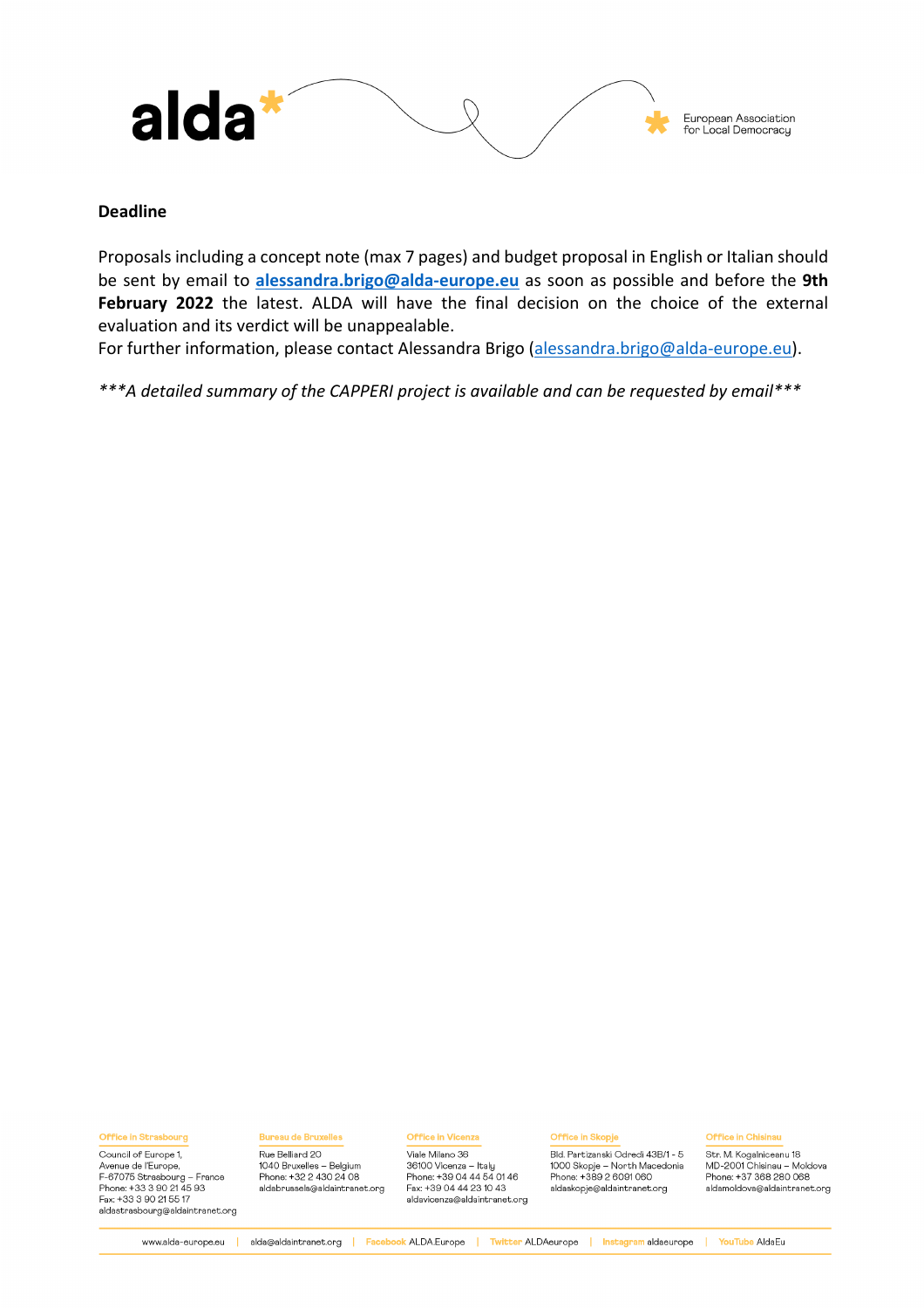**Deadline**

Proposals including a concept note (max 7 pages) and budget proposal in English or Italian should be sent by email to **alessandra.brigo@alda-europe.eu** as soon as possible and before the **9th February 2022** the latest. ALDA will have the final decision on the choice of the external evaluation and its verdict will be unappealable.

For further information, please contact Alessandra Brigo (alessandra.brigo@alda-europe.eu).

****A detailed summary of the CAPPERI project is available and can be requested by email****